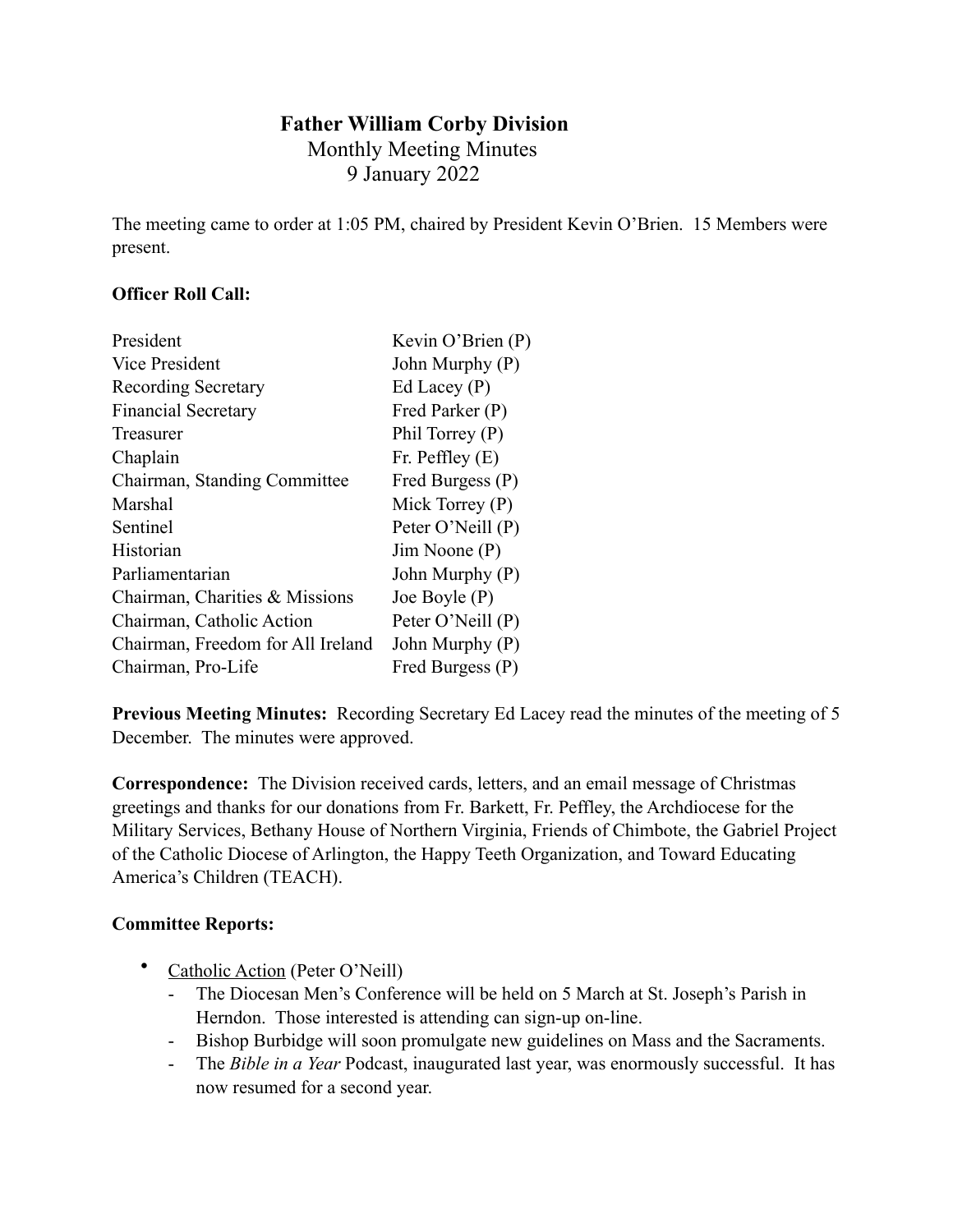# Father William Corby Division

Monthly Meeting Minutes

9 January 2022

The meeting came to order at 1:05 PM, chaired by President Kevin O'Brien. 15 Members were present.

**Officer Roll Call:**

| | |
|---|---|
| President | Kevin O'Brien (P) |
| Vice President | John Murphy (P) |
| Recording Secretary | Ed Lacey (P) |
| Financial Secretary | Fred Parker (P) |
| Treasurer | Phil Torrey (P) |
| Chaplain | Fr. Peffley (E) |
| Chairman, Standing Committee | Fred Burgess (P) |
| Marshal | Mick Torrey (P) |
| Sentinel | Peter O'Neill (P) |
| Historian | Jim Noone (P) |
| Parliamentarian | John Murphy (P) |
| Chairman, Charities & Missions | Joe Boyle (P) |
| Chairman, Catholic Action | Peter O'Neill (P) |
| Chairman, Freedom for All Ireland | John Murphy (P) |
| Chairman, Pro-Life | Fred Burgess (P) |

**Previous Meeting Minutes:** Recording Secretary Ed Lacey read the minutes of the meeting of 5 December. The minutes were approved.

**Correspondence:** The Division received cards, letters, and an email message of Christmas greetings and thanks for our donations from Fr. Barkett, Fr. Peffley, the Archdiocese for the Military Services, Bethany House of Northern Virginia, Friends of Chimbote, the Gabriel Project of the Catholic Diocese of Arlington, the Happy Teeth Organization, and Toward Educating America's Children (TEACH).

**Committee Reports:**

- Catholic Action (Peter O'Neill)
  - The Diocesan Men's Conference will be held on 5 March at St. Joseph's Parish in Herndon. Those interested is attending can sign-up on-line.
  - Bishop Burbidge will soon promulgate new guidelines on Mass and the Sacraments.
  - The *Bible in a Year* Podcast, inaugurated last year, was enormously successful. It has now resumed for a second year.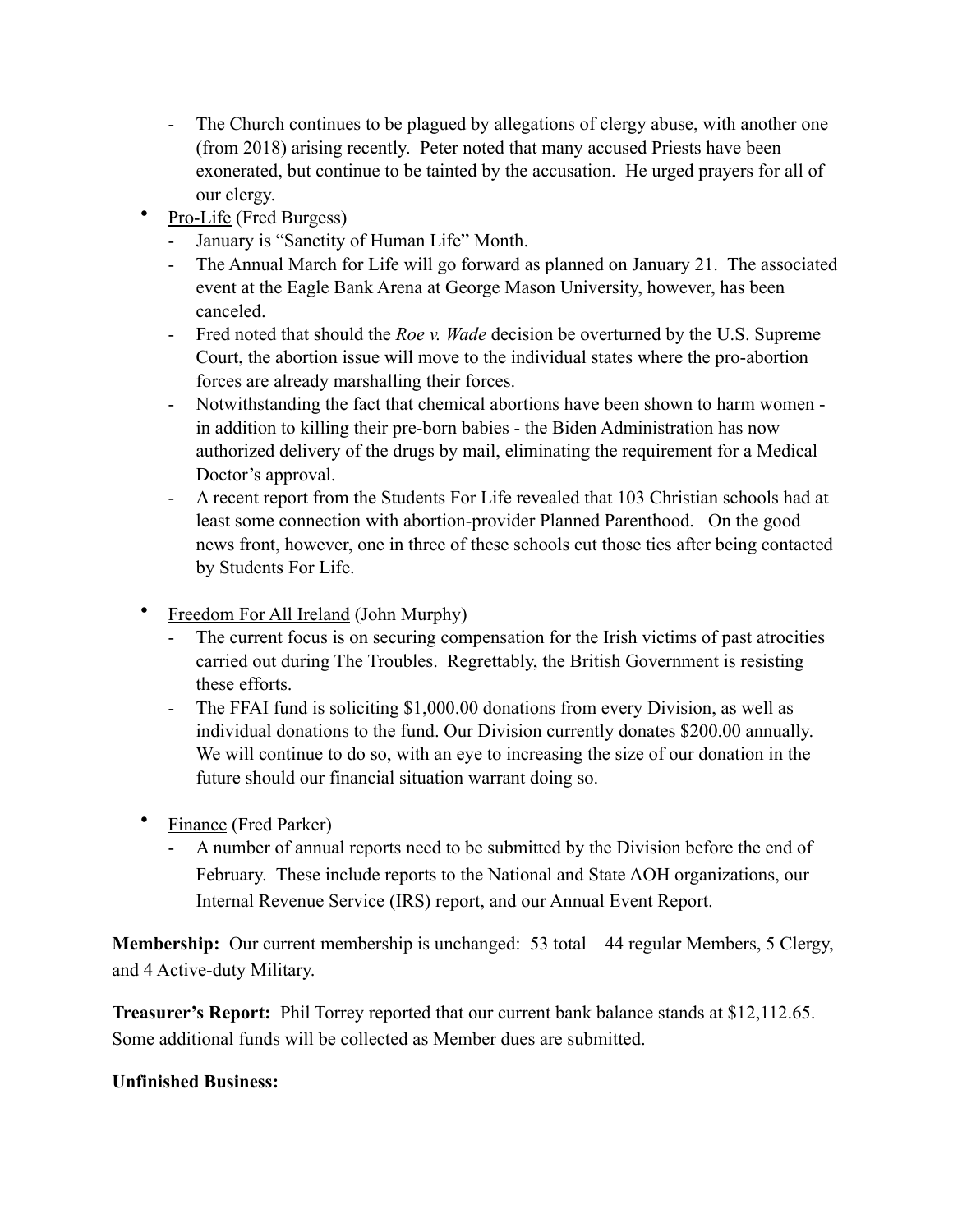- The Church continues to be plagued by allegations of clergy abuse, with another one (from 2018) arising recently. Peter noted that many accused Priests have been exonerated, but continue to be tainted by the accusation. He urged prayers for all of our clergy.

- Pro-Life (Fred Burgess)
   - January is "Sanctity of Human Life" Month.
   - The Annual March for Life will go forward as planned on January 21. The associated event at the Eagle Bank Arena at George Mason University, however, has been canceled.
   - Fred noted that should the *Roe v. Wade* decision be overturned by the U.S. Supreme Court, the abortion issue will move to the individual states where the pro-abortion forces are already marshalling their forces.
   - Notwithstanding the fact that chemical abortions have been shown to harm women - in addition to killing their pre-born babies - the Biden Administration has now authorized delivery of the drugs by mail, eliminating the requirement for a Medical Doctor's approval.
   - A recent report from the Students For Life revealed that 103 Christian schools had at least some connection with abortion-provider Planned Parenthood. On the good news front, however, one in three of these schools cut those ties after being contacted by Students For Life.

- Freedom For All Ireland (John Murphy)
   - The current focus is on securing compensation for the Irish victims of past atrocities carried out during The Troubles. Regrettably, the British Government is resisting these efforts.
   - The FFAI fund is soliciting $1,000.00 donations from every Division, as well as individual donations to the fund. Our Division currently donates $200.00 annually. We will continue to do so, with an eye to increasing the size of our donation in the future should our financial situation warrant doing so.

- Finance (Fred Parker)
   - A number of annual reports need to be submitted by the Division before the end of February. These include reports to the National and State AOH organizations, our Internal Revenue Service (IRS) report, and our Annual Event Report.

**Membership:** Our current membership is unchanged: 53 total – 44 regular Members, 5 Clergy, and 4 Active-duty Military.

**Treasurer's Report:** Phil Torrey reported that our current bank balance stands at $12,112.65. Some additional funds will be collected as Member dues are submitted.

**Unfinished Business:**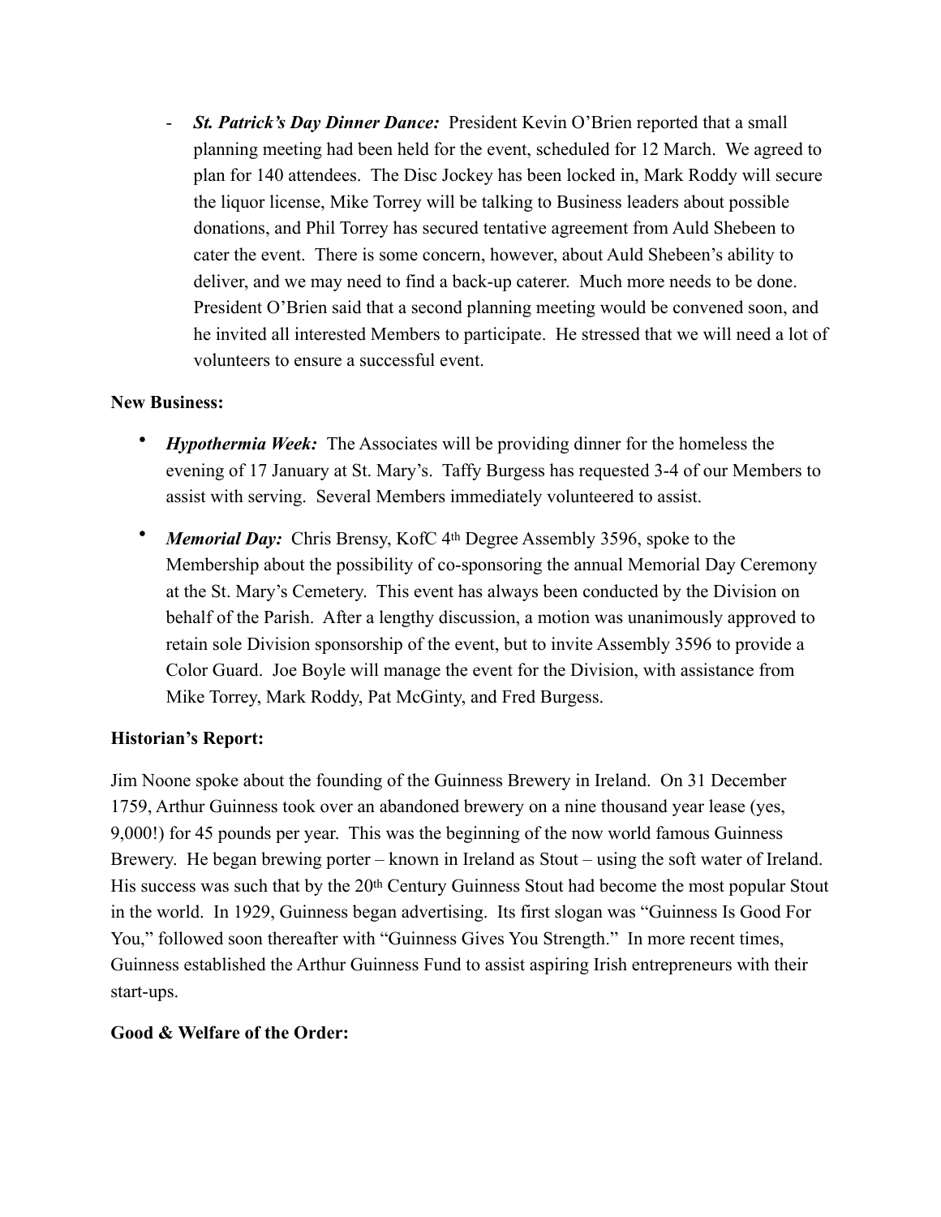- ***St. Patrick's Day Dinner Dance:*** President Kevin O'Brien reported that a small planning meeting had been held for the event, scheduled for 12 March. We agreed to plan for 140 attendees. The Disc Jockey has been locked in, Mark Roddy will secure the liquor license, Mike Torrey will be talking to Business leaders about possible donations, and Phil Torrey has secured tentative agreement from Auld Shebeen to cater the event. There is some concern, however, about Auld Shebeen's ability to deliver, and we may need to find a back-up caterer. Much more needs to be done. President O'Brien said that a second planning meeting would be convened soon, and he invited all interested Members to participate. He stressed that we will need a lot of volunteers to ensure a successful event.

**New Business:**

- ***Hypothermia Week:*** The Associates will be providing dinner for the homeless the evening of 17 January at St. Mary's. Taffy Burgess has requested 3-4 of our Members to assist with serving. Several Members immediately volunteered to assist.
- ***Memorial Day:*** Chris Brensy, KofC 4th Degree Assembly 3596, spoke to the Membership about the possibility of co-sponsoring the annual Memorial Day Ceremony at the St. Mary's Cemetery. This event has always been conducted by the Division on behalf of the Parish. After a lengthy discussion, a motion was unanimously approved to retain sole Division sponsorship of the event, but to invite Assembly 3596 to provide a Color Guard. Joe Boyle will manage the event for the Division, with assistance from Mike Torrey, Mark Roddy, Pat McGinty, and Fred Burgess.

**Historian's Report:**

Jim Noone spoke about the founding of the Guinness Brewery in Ireland. On 31 December 1759, Arthur Guinness took over an abandoned brewery on a nine thousand year lease (yes, 9,000!) for 45 pounds per year. This was the beginning of the now world famous Guinness Brewery. He began brewing porter – known in Ireland as Stout – using the soft water of Ireland. His success was such that by the 20th Century Guinness Stout had become the most popular Stout in the world. In 1929, Guinness began advertising. Its first slogan was "Guinness Is Good For You," followed soon thereafter with "Guinness Gives You Strength." In more recent times, Guinness established the Arthur Guinness Fund to assist aspiring Irish entrepreneurs with their start-ups.

**Good & Welfare of the Order:**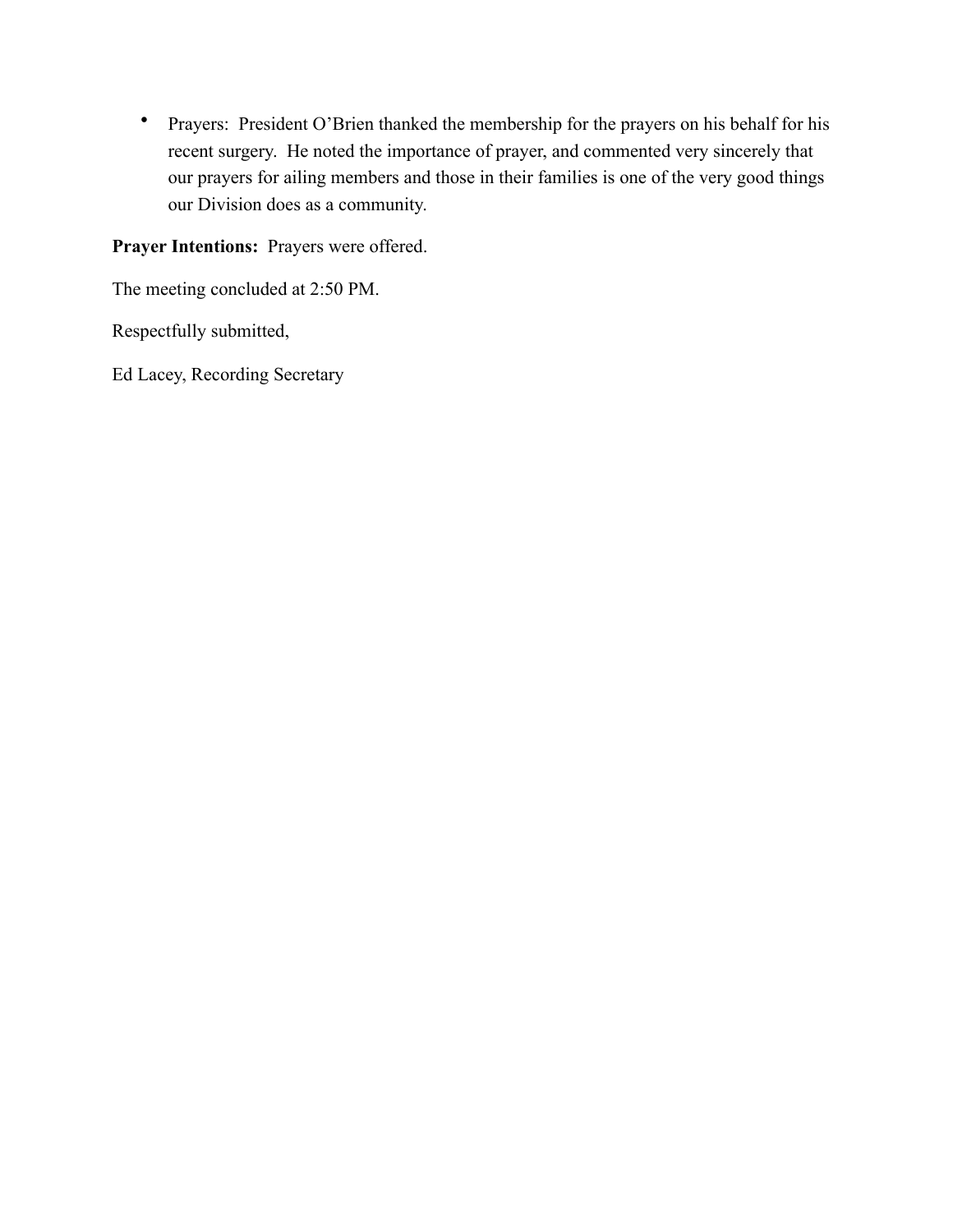- Prayers:  President O'Brien thanked the membership for the prayers on his behalf for his recent surgery.  He noted the importance of prayer, and commented very sincerely that our prayers for ailing members and those in their families is one of the very good things our Division does as a community.

**Prayer Intentions:**  Prayers were offered.

The meeting concluded at 2:50 PM.

Respectfully submitted,

Ed Lacey, Recording Secretary